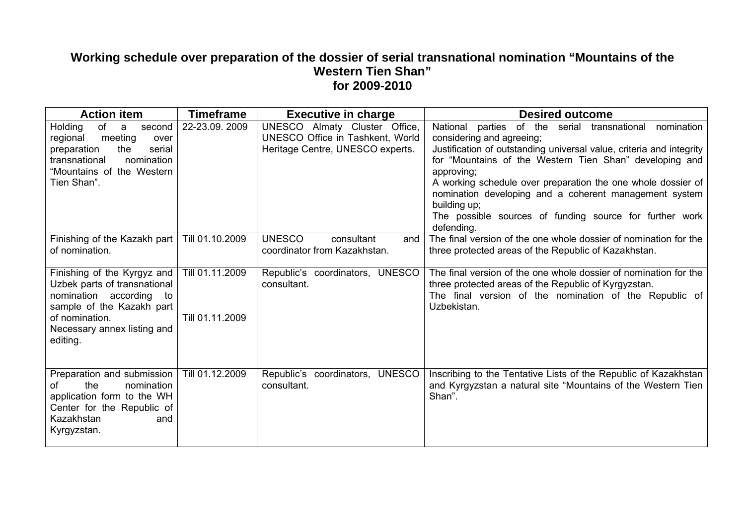# Working schedule over preparation of the dossier of serial transnational nomination "Mountains of the Western Tien Shan" for 2009-2010

| Action item | Timeframe | Executive in charge | Desired outcome |
|---|---|---|---|
| Holding of a second regional meeting over preparation the serial transnational nomination "Mountains of the Western Tien Shan". | 22-23.09. 2009 | UNESCO Almaty Cluster Office, UNESCO Office in Tashkent, World Heritage Centre, UNESCO experts. | National parties of the serial transnational nomination considering and agreeing;<br>Justification of outstanding universal value, criteria and integrity for "Mountains of the Western Tien Shan" developing and approving;<br>A working schedule over preparation the one whole dossier of nomination developing and a coherent management system building up;<br>The possible sources of funding source for further work defending. |
| Finishing of the Kazakh part of nomination. | Till 01.10.2009 | UNESCO consultant and coordinator from Kazakhstan. | The final version of the one whole dossier of nomination for the three protected areas of the Republic of Kazakhstan. |
| Finishing of the Kyrgyz and Uzbek parts of transnational nomination according to sample of the Kazakh part of nomination.<br>Necessary annex listing and editing. | Till 01.11.2009<br><br>Till 01.11.2009 | Republic's coordinators, UNESCO consultant. | The final version of the one whole dossier of nomination for the three protected areas of the Republic of Kyrgyzstan.<br>The final version of the nomination of the Republic of Uzbekistan. |
| Preparation and submission of the nomination application form to the WH Center for the Republic of Kazakhstan and Kyrgyzstan. | Till 01.12.2009 | Republic's coordinators, UNESCO consultant. | Inscribing to the Tentative Lists of the Republic of Kazakhstan and Kyrgyzstan a natural site "Mountains of the Western Tien Shan". |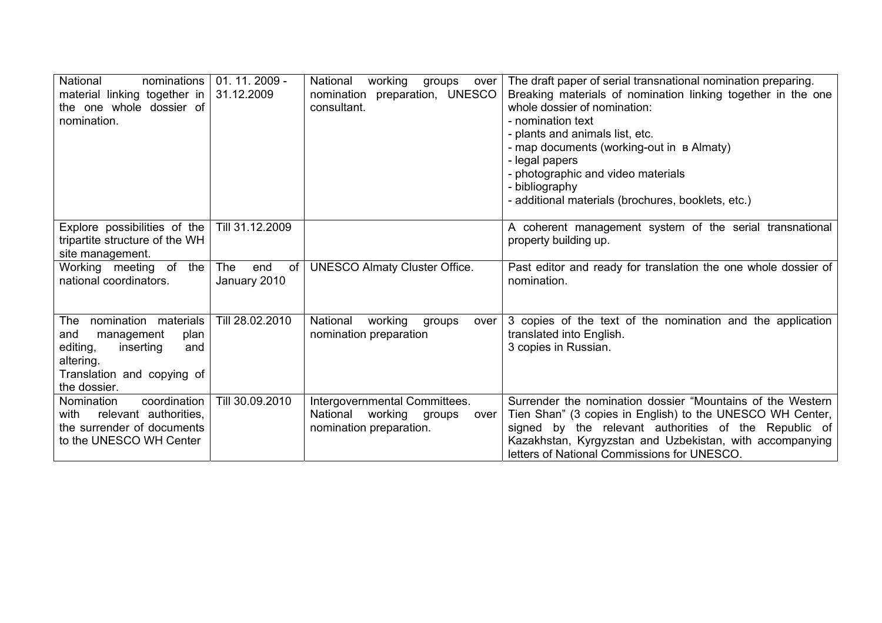| | | | |
|---|---|---|---|
| National nominations material linking together in the one whole dossier of nomination. | 01. 11. 2009 - 31.12.2009 | National working groups over nomination preparation, UNESCO consultant. | The draft paper of serial transnational nomination preparing.<br>Breaking materials of nomination linking together in the one whole dossier of nomination:<br>- nomination text<br>- plants and animals list, etc.<br>- map documents (working-out in в Almaty)<br>- legal papers<br>- photographic and video materials<br>- bibliography<br>- additional materials (brochures, booklets, etc.) |
| Explore possibilities of the tripartite structure of the WH site management. | Till 31.12.2009 | | A coherent management system of the serial transnational property building up. |
| Working meeting of the national coordinators. | The end of January 2010 | UNESCO Almaty Cluster Office. | Past editor and ready for translation the one whole dossier of nomination. |
| The nomination materials and management plan editing, inserting and altering.<br>Translation and copying of the dossier. | Till 28.02.2010 | National working groups over nomination preparation | 3 copies of the text of the nomination and the application translated into English.<br>3 copies in Russian. |
| Nomination coordination with relevant authorities, the surrender of documents to the UNESCO WH Center | Till 30.09.2010 | Intergovernmental Committees.<br>National working groups over nomination preparation. | Surrender the nomination dossier "Mountains of the Western Tien Shan" (3 copies in English) to the UNESCO WH Center, signed by the relevant authorities of the Republic of Kazakhstan, Kyrgyzstan and Uzbekistan, with accompanying letters of National Commissions for UNESCO. |